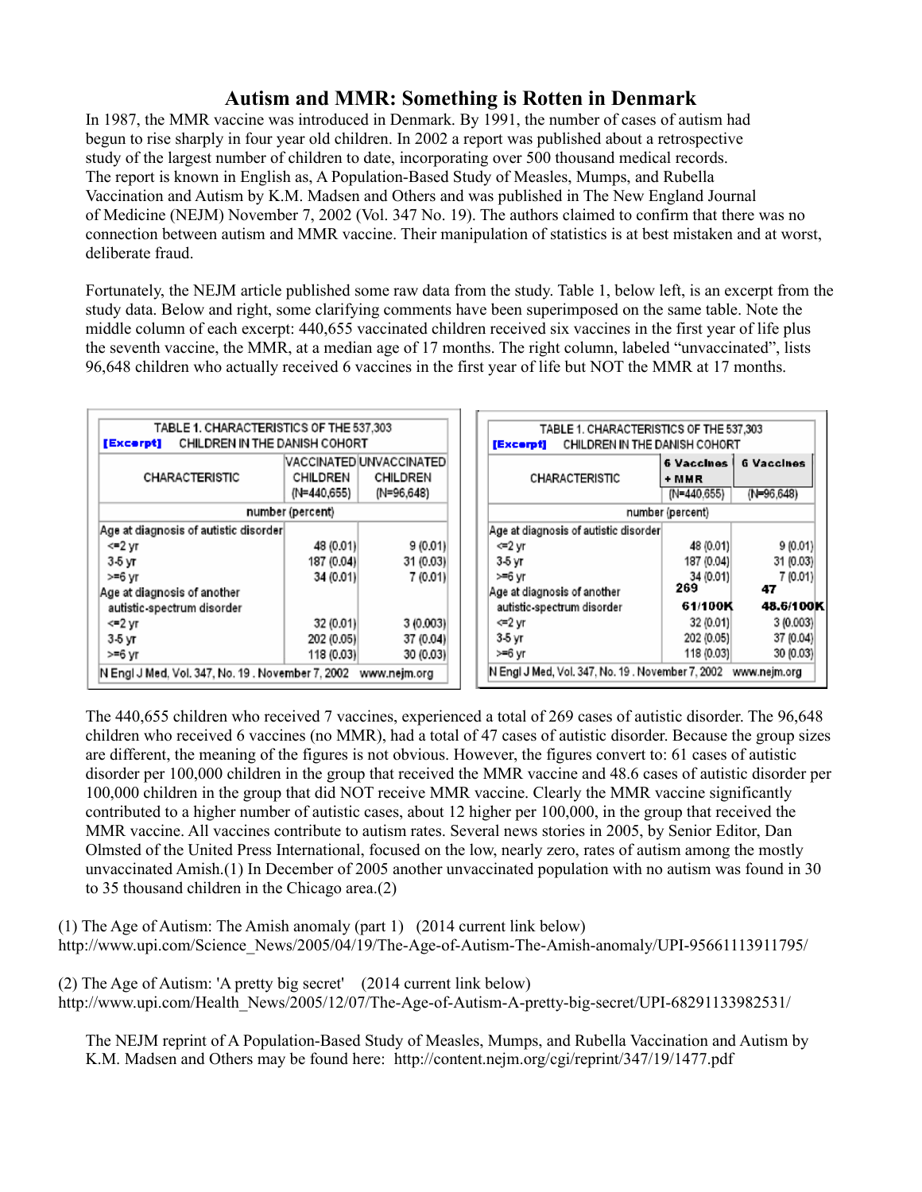# Autism and MMR: Something is Rotten in Denmark

In 1987, the MMR vaccine was introduced in Denmark. By 1991, the number of cases of autism had begun to rise sharply in four year old children. In 2002 a report was published about a retrospective study of the largest number of children to date, incorporating over 500 thousand medical records. The report is known in English as, A Population-Based Study of Measles, Mumps, and Rubella Vaccination and Autism by K.M. Madsen and Others and was published in The New England Journal of Medicine (NEJM) November 7, 2002 (Vol. 347 No. 19). The authors claimed to confirm that there was no connection between autism and MMR vaccine. Their manipulation of statistics is at best mistaken and at worst, deliberate fraud.

Fortunately, the NEJM article published some raw data from the study. Table 1, below left, is an excerpt from the study data. Below and right, some clarifying comments have been superimposed on the same table. Note the middle column of each excerpt: 440,655 vaccinated children received six vaccines in the first year of life plus the seventh vaccine, the MMR, at a median age of 17 months. The right column, labeled "unvaccinated", lists 96,648 children who actually received 6 vaccines in the first year of life but NOT the MMR at 17 months.

**TABLE 1. CHARACTERISTICS OF THE 537,303 CHILDREN IN THE DANISH COHORT [Excerpt]**

| CHARACTERISTIC | VACCINATED CHILDREN (N=440,655) | UNVACCINATED CHILDREN (N=96,648) |
|---|---|---|
| | number (percent) | |
| Age at diagnosis of autistic disorder | | |
| <=2 yr | 48 (0.01) | 9 (0.01) |
| 3-5 yr | 187 (0.04) | 31 (0.03) |
| >=6 yr | 34 (0.01) | 7 (0.01) |
| Age at diagnosis of another autistic-spectrum disorder | | |
| <=2 yr | 32 (0.01) | 3 (0.003) |
| 3-5 yr | 202 (0.05) | 37 (0.04) |
| >=6 yr | 118 (0.03) | 30 (0.03) |

N Engl J Med, Vol. 347, No. 19 . November 7, 2002 www.nejm.org

**TABLE 1. CHARACTERISTICS OF THE 537,303 CHILDREN IN THE DANISH COHORT [Excerpt]**

| CHARACTERISTIC | 6 Vaccines + MMR (N=440,655) | 6 Vaccines (N=96,648) |
|---|---|---|
| | number (percent) | |
| Age at diagnosis of autistic disorder | | |
| <=2 yr | 48 (0.01) | 9 (0.01) |
| 3-5 yr | 187 (0.04) | 31 (0.03) |
| >=6 yr | 34 (0.01) | 7 (0.01) |
| | **269** | **47** |
| | **61/100K** | **48.6/100K** |
| Age at diagnosis of another autistic-spectrum disorder | | |
| <=2 yr | 32 (0.01) | 3 (0.003) |
| 3-5 yr | 202 (0.05) | 37 (0.04) |
| >=6 yr | 118 (0.03) | 30 (0.03) |

N Engl J Med, Vol. 347, No. 19 . November 7, 2002 www.nejm.org

The 440,655 children who received 7 vaccines, experienced a total of 269 cases of autistic disorder. The 96,648 children who received 6 vaccines (no MMR), had a total of 47 cases of autistic disorder. Because the group sizes are different, the meaning of the figures is not obvious. However, the figures convert to: 61 cases of autistic disorder per 100,000 children in the group that received the MMR vaccine and 48.6 cases of autistic disorder per 100,000 children in the group that did NOT receive MMR vaccine. Clearly the MMR vaccine significantly contributed to a higher number of autistic cases, about 12 higher per 100,000, in the group that received the MMR vaccine. All vaccines contribute to autism rates. Several news stories in 2005, by Senior Editor, Dan Olmsted of the United Press International, focused on the low, nearly zero, rates of autism among the mostly unvaccinated Amish.(1) In December of 2005 another unvaccinated population with no autism was found in 30 to 35 thousand children in the Chicago area.(2)

(1) The Age of Autism: The Amish anomaly (part 1) (2014 current link below)
http://www.upi.com/Science_News/2005/04/19/The-Age-of-Autism-The-Amish-anomaly/UPI-95661113911795/

(2) The Age of Autism: 'A pretty big secret' (2014 current link below)
http://www.upi.com/Health_News/2005/12/07/The-Age-of-Autism-A-pretty-big-secret/UPI-68291133982531/

The NEJM reprint of A Population-Based Study of Measles, Mumps, and Rubella Vaccination and Autism by K.M. Madsen and Others may be found here: http://content.nejm.org/cgi/reprint/347/19/1477.pdf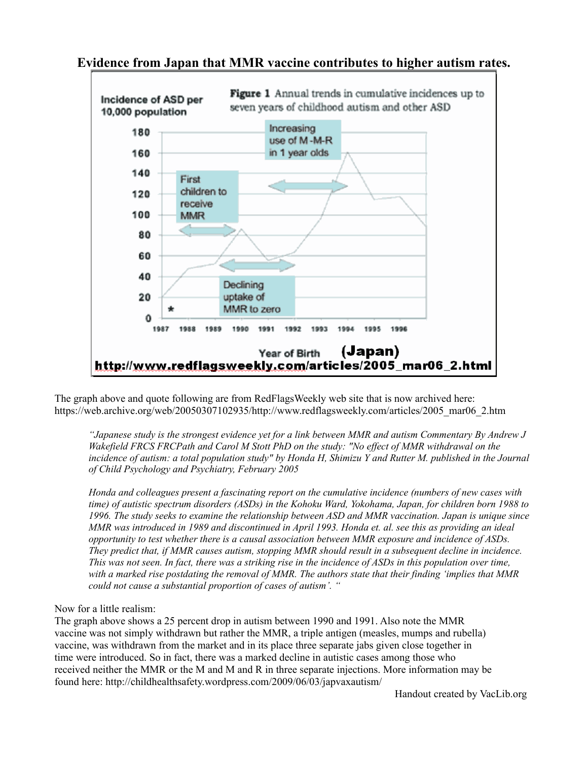# Evidence from Japan that MMR vaccine contributes to higher autism rates.

Incidence of ASD per 10,000 population

**Figure 1** Annual trends in cumulative incidences up to seven years of childhood autism and other ASD

180
160
140
120
100
80
60
40
20
0

Increasing use of M-M-R in 1 year olds

First children to receive MMR

Declining uptake of MMR to zero

*

1987 1988 1989 1990 1991 1992 1993 1994 1995 1996

Year of Birth **(Japan)**

**http://www.redflagsweekly.com/articles/2005_mar06_2.html**

The graph above and quote following are from RedFlagsWeekly web site that is now archived here: https://web.archive.org/web/20050307102935/http://www.redflagsweekly.com/articles/2005_mar06_2.htm

> *"Japanese study is the strongest evidence yet for a link between MMR and autism Commentary By Andrew J Wakefield FRCS FRCPath and Carol M Stott PhD on the study: "No effect of MMR withdrawal on the incidence of autism: a total population study" by Honda H, Shimizu Y and Rutter M. published in the Journal of Child Psychology and Psychiatry, February 2005*
>
> *Honda and colleagues present a fascinating report on the cumulative incidence (numbers of new cases with time) of autistic spectrum disorders (ASDs) in the Kohoku Ward, Yokohama, Japan, for children born 1988 to 1996. The study seeks to examine the relationship between ASD and MMR vaccination. Japan is unique since MMR was introduced in 1989 and discontinued in April 1993. Honda et. al. see this as providing an ideal opportunity to test whether there is a causal association between MMR exposure and incidence of ASDs. They predict that, if MMR causes autism, stopping MMR should result in a subsequent decline in incidence. This was not seen. In fact, there was a striking rise in the incidence of ASDs in this population over time, with a marked rise postdating the removal of MMR. The authors state that their finding 'implies that MMR could not cause a substantial proportion of cases of autism'. "*

Now for a little realism:
The graph above shows a 25 percent drop in autism between 1990 and 1991. Also note the MMR vaccine was not simply withdrawn but rather the MMR, a triple antigen (measles, mumps and rubella) vaccine, was withdrawn from the market and in its place three separate jabs given close together in time were introduced. So in fact, there was a marked decline in autistic cases among those who received neither the MMR or the M and M and R in three separate injections. More information may be found here: http://childhealthsafety.wordpress.com/2009/06/03/japvaxautism/

Handout created by VacLib.org